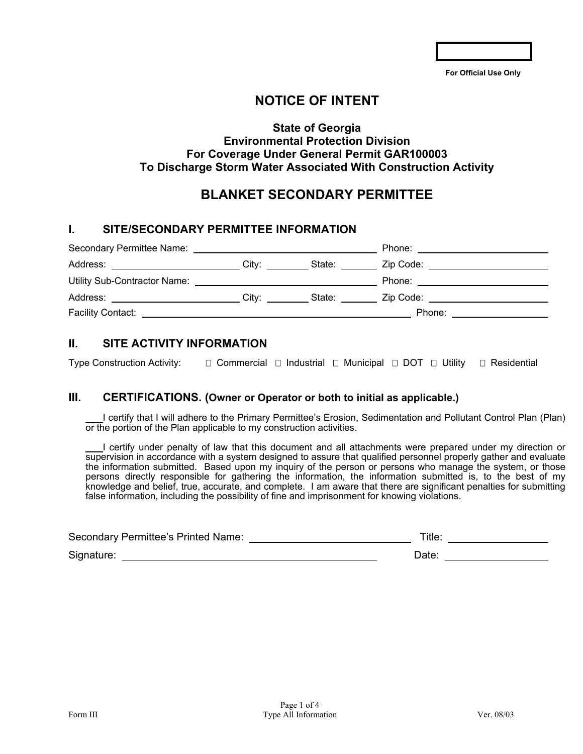For Official Use Only

# NOTICE OF INTENT

**State of Georgia**
**Environmental Protection Division**
**For Coverage Under General Permit GAR100003**
**To Discharge Storm Water Associated With Construction Activity**

# BLANKET SECONDARY PERMITTEE

## I. SITE/SECONDARY PERMITTEE INFORMATION

Secondary Permittee Name: ______________________ Phone: ______________

Address: ______________ City: ______ State: ______ Zip Code: ______________

Utility Sub-Contractor Name: ______________________ Phone: ______________

Address: ______________ City: ______ State: ______ Zip Code: ______________

Facility Contact: ______________________________ Phone: ______________

## II. SITE ACTIVITY INFORMATION

Type Construction Activity: ☐ Commercial ☐ Industrial ☐ Municipal ☐ DOT ☐ Utility ☐ Residential

## III. CERTIFICATIONS. (Owner or Operator or both to initial as applicable.)

\_\_\_I certify that I will adhere to the Primary Permittee's Erosion, Sedimentation and Pollutant Control Plan (Plan) or the portion of the Plan applicable to my construction activities.

\_\_\_I certify under penalty of law that this document and all attachments were prepared under my direction or supervision in accordance with a system designed to assure that qualified personnel properly gather and evaluate the information submitted. Based upon my inquiry of the person or persons who manage the system, or those persons directly responsible for gathering the information, the information submitted is, to the best of my knowledge and belief, true, accurate, and complete. I am aware that there are significant penalties for submitting false information, including the possibility of fine and imprisonment for knowing violations.

Secondary Permittee's Printed Name: ______________________ Title: ______________

Signature: ______________________________ Date: ______________

Form III

Type All Information

Ver. 08/03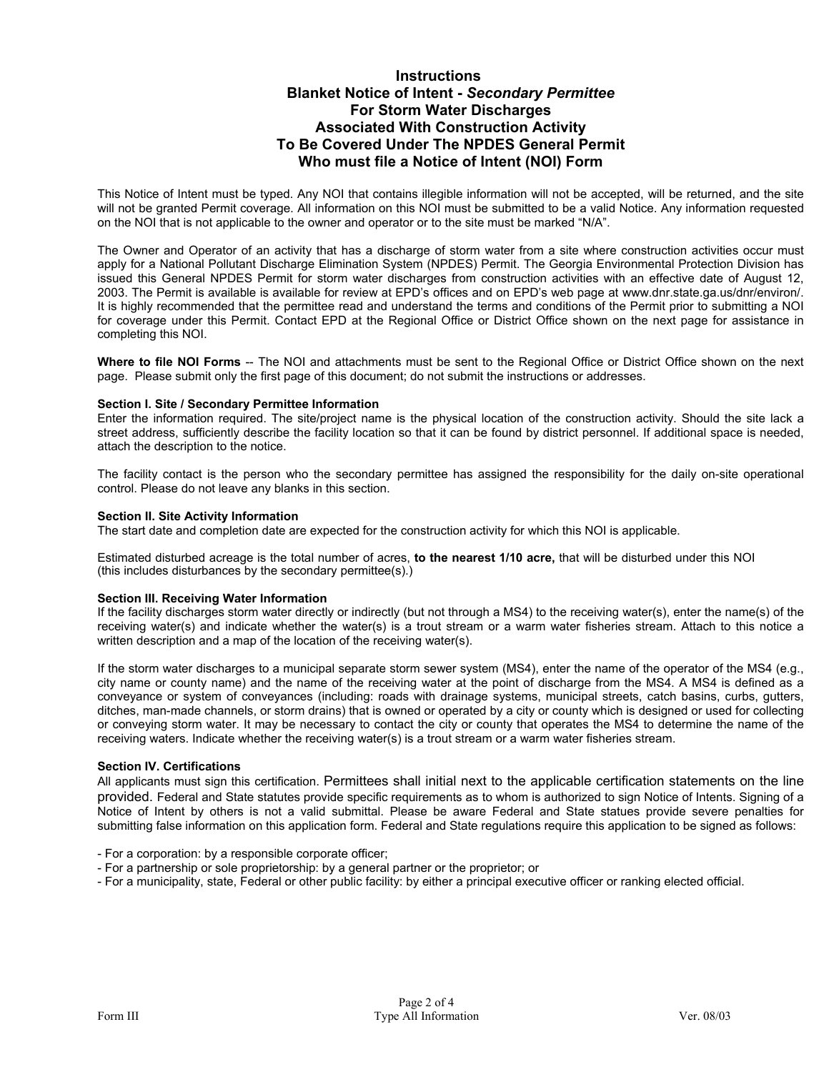# Instructions
# Blanket Notice of Intent - *Secondary Permittee*
# For Storm Water Discharges Associated With Construction Activity To Be Covered Under The NPDES General Permit
# Who must file a Notice of Intent (NOI) Form

This Notice of Intent must be typed. Any NOI that contains illegible information will not be accepted, will be returned, and the site will not be granted Permit coverage. All information on this NOI must be submitted to be a valid Notice. Any information requested on the NOI that is not applicable to the owner and operator or to the site must be marked "N/A".

The Owner and Operator of an activity that has a discharge of storm water from a site where construction activities occur must apply for a National Pollutant Discharge Elimination System (NPDES) Permit. The Georgia Environmental Protection Division has issued this General NPDES Permit for storm water discharges from construction activities with an effective date of August 12, 2003. The Permit is available is available for review at EPD's offices and on EPD's web page at www.dnr.state.ga.us/dnr/environ/. It is highly recommended that the permittee read and understand the terms and conditions of the Permit prior to submitting a NOI for coverage under this Permit. Contact EPD at the Regional Office or District Office shown on the next page for assistance in completing this NOI.

**Where to file NOI Forms** -- The NOI and attachments must be sent to the Regional Office or District Office shown on the next page. Please submit only the first page of this document; do not submit the instructions or addresses.

**Section I. Site / Secondary Permittee Information**

Enter the information required. The site/project name is the physical location of the construction activity. Should the site lack a street address, sufficiently describe the facility location so that it can be found by district personnel. If additional space is needed, attach the description to the notice.

The facility contact is the person who the secondary permittee has assigned the responsibility for the daily on-site operational control. Please do not leave any blanks in this section.

**Section II. Site Activity Information**

The start date and completion date are expected for the construction activity for which this NOI is applicable.

Estimated disturbed acreage is the total number of acres, **to the nearest 1/10 acre,** that will be disturbed under this NOI (this includes disturbances by the secondary permittee(s).)

**Section III. Receiving Water Information**

If the facility discharges storm water directly or indirectly (but not through a MS4) to the receiving water(s), enter the name(s) of the receiving water(s) and indicate whether the water(s) is a trout stream or a warm water fisheries stream. Attach to this notice a written description and a map of the location of the receiving water(s).

If the storm water discharges to a municipal separate storm sewer system (MS4), enter the name of the operator of the MS4 (e.g., city name or county name) and the name of the receiving water at the point of discharge from the MS4. A MS4 is defined as a conveyance or system of conveyances (including: roads with drainage systems, municipal streets, catch basins, curbs, gutters, ditches, man-made channels, or storm drains) that is owned or operated by a city or county which is designed or used for collecting or conveying storm water. It may be necessary to contact the city or county that operates the MS4 to determine the name of the receiving waters. Indicate whether the receiving water(s) is a trout stream or a warm water fisheries stream.

**Section IV. Certifications**

All applicants must sign this certification. Permittees shall initial next to the applicable certification statements on the line provided. Federal and State statutes provide specific requirements as to whom is authorized to sign Notice of Intents. Signing of a Notice of Intent by others is not a valid submittal. Please be aware Federal and State statues provide severe penalties for submitting false information on this application form. Federal and State regulations require this application to be signed as follows:

- For a corporation: by a responsible corporate officer;
- For a partnership or sole proprietorship: by a general partner or the proprietor; or
- For a municipality, state, Federal or other public facility: by either a principal executive officer or ranking elected official.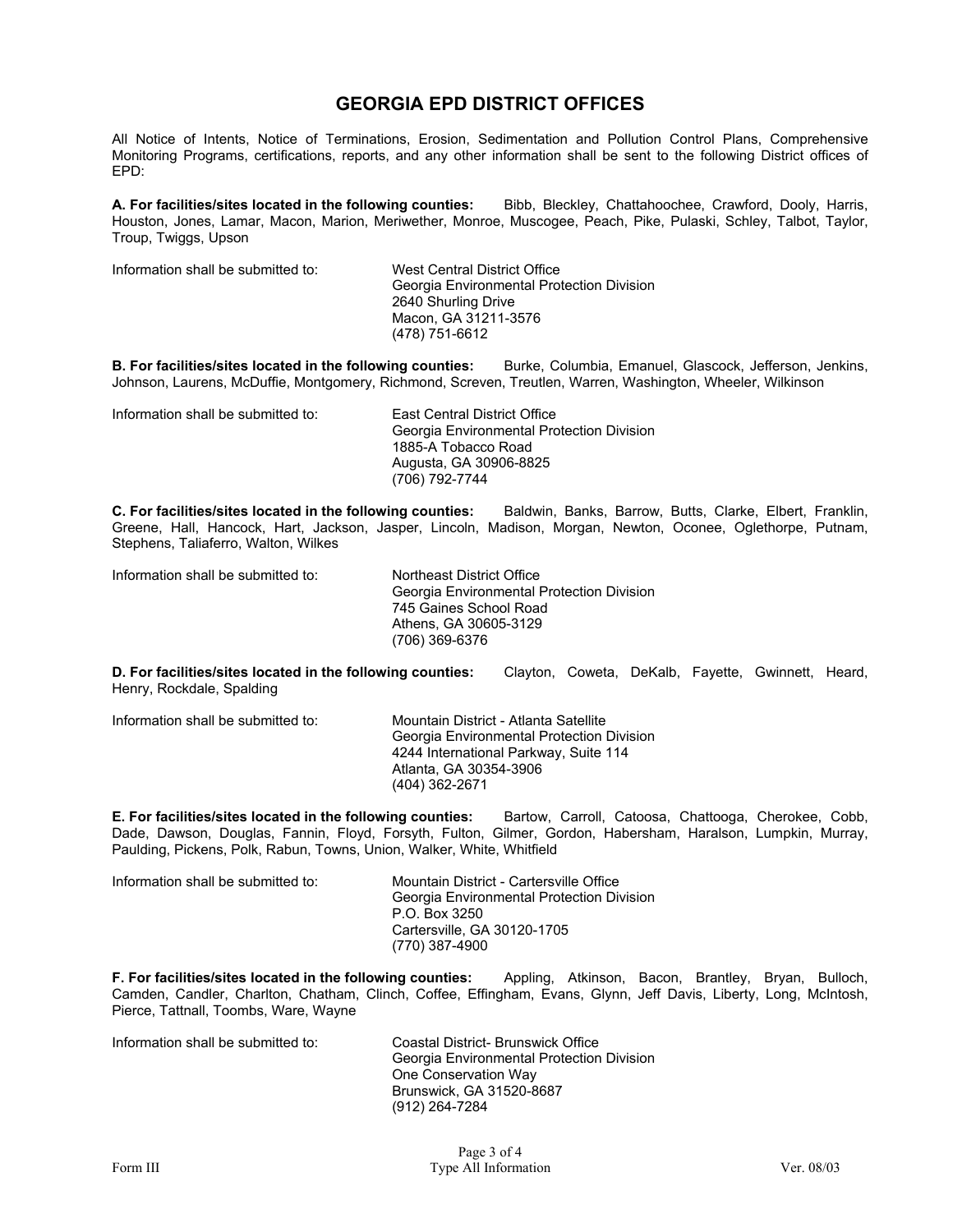# GEORGIA EPD DISTRICT OFFICES

All Notice of Intents, Notice of Terminations, Erosion, Sedimentation and Pollution Control Plans, Comprehensive Monitoring Programs, certifications, reports, and any other information shall be sent to the following District offices of EPD:

**A. For facilities/sites located in the following counties:** Bibb, Bleckley, Chattahoochee, Crawford, Dooly, Harris, Houston, Jones, Lamar, Macon, Marion, Meriwether, Monroe, Muscogee, Peach, Pike, Pulaski, Schley, Talbot, Taylor, Troup, Twiggs, Upson

Information shall be submitted to:

West Central District Office
Georgia Environmental Protection Division
2640 Shurling Drive
Macon, GA 31211-3576
(478) 751-6612

**B. For facilities/sites located in the following counties:** Burke, Columbia, Emanuel, Glascock, Jefferson, Jenkins, Johnson, Laurens, McDuffie, Montgomery, Richmond, Screven, Treutlen, Warren, Washington, Wheeler, Wilkinson

Information shall be submitted to:

East Central District Office
Georgia Environmental Protection Division
1885-A Tobacco Road
Augusta, GA 30906-8825
(706) 792-7744

**C. For facilities/sites located in the following counties:** Baldwin, Banks, Barrow, Butts, Clarke, Elbert, Franklin, Greene, Hall, Hancock, Hart, Jackson, Jasper, Lincoln, Madison, Morgan, Newton, Oconee, Oglethorpe, Putnam, Stephens, Taliaferro, Walton, Wilkes

Information shall be submitted to:

Northeast District Office
Georgia Environmental Protection Division
745 Gaines School Road
Athens, GA 30605-3129
(706) 369-6376

**D. For facilities/sites located in the following counties:** Clayton, Coweta, DeKalb, Fayette, Gwinnett, Heard, Henry, Rockdale, Spalding

Information shall be submitted to:

Mountain District - Atlanta Satellite
Georgia Environmental Protection Division
4244 International Parkway, Suite 114
Atlanta, GA 30354-3906
(404) 362-2671

**E. For facilities/sites located in the following counties:** Bartow, Carroll, Catoosa, Chattooga, Cherokee, Cobb, Dade, Dawson, Douglas, Fannin, Floyd, Forsyth, Fulton, Gilmer, Gordon, Habersham, Haralson, Lumpkin, Murray, Paulding, Pickens, Polk, Rabun, Towns, Union, Walker, White, Whitfield

Information shall be submitted to:

Mountain District - Cartersville Office
Georgia Environmental Protection Division
P.O. Box 3250
Cartersville, GA 30120-1705
(770) 387-4900

**F. For facilities/sites located in the following counties:** Appling, Atkinson, Bacon, Brantley, Bryan, Bulloch, Camden, Candler, Charlton, Chatham, Clinch, Coffee, Effingham, Evans, Glynn, Jeff Davis, Liberty, Long, McIntosh, Pierce, Tattnall, Toombs, Ware, Wayne

Information shall be submitted to:

Coastal District- Brunswick Office
Georgia Environmental Protection Division
One Conservation Way
Brunswick, GA 31520-8687
(912) 264-7284

Form III — Type All Information — Ver. 08/03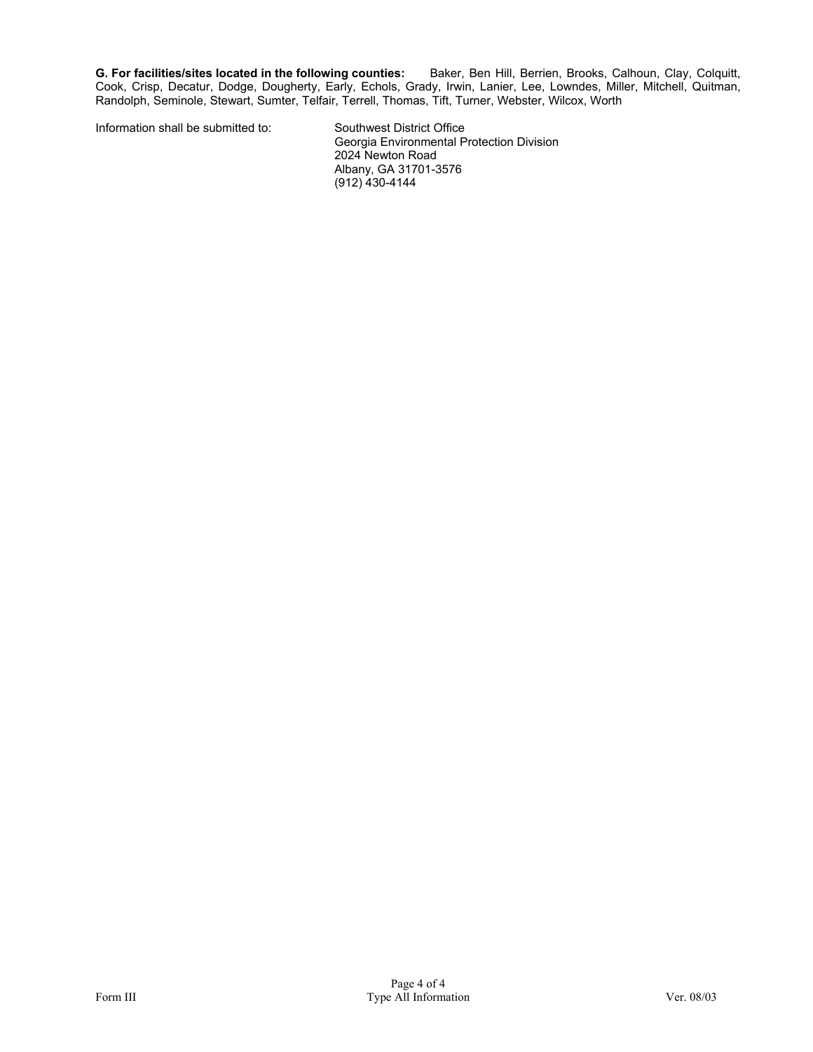**G. For facilities/sites located in the following counties:** Baker, Ben Hill, Berrien, Brooks, Calhoun, Clay, Colquitt, Cook, Crisp, Decatur, Dodge, Dougherty, Early, Echols, Grady, Irwin, Lanier, Lee, Lowndes, Miller, Mitchell, Quitman, Randolph, Seminole, Stewart, Sumter, Telfair, Terrell, Thomas, Tift, Turner, Webster, Wilcox, Worth

Information shall be submitted to:

Southwest District Office
Georgia Environmental Protection Division
2024 Newton Road
Albany, GA 31701-3576
(912) 430-4144